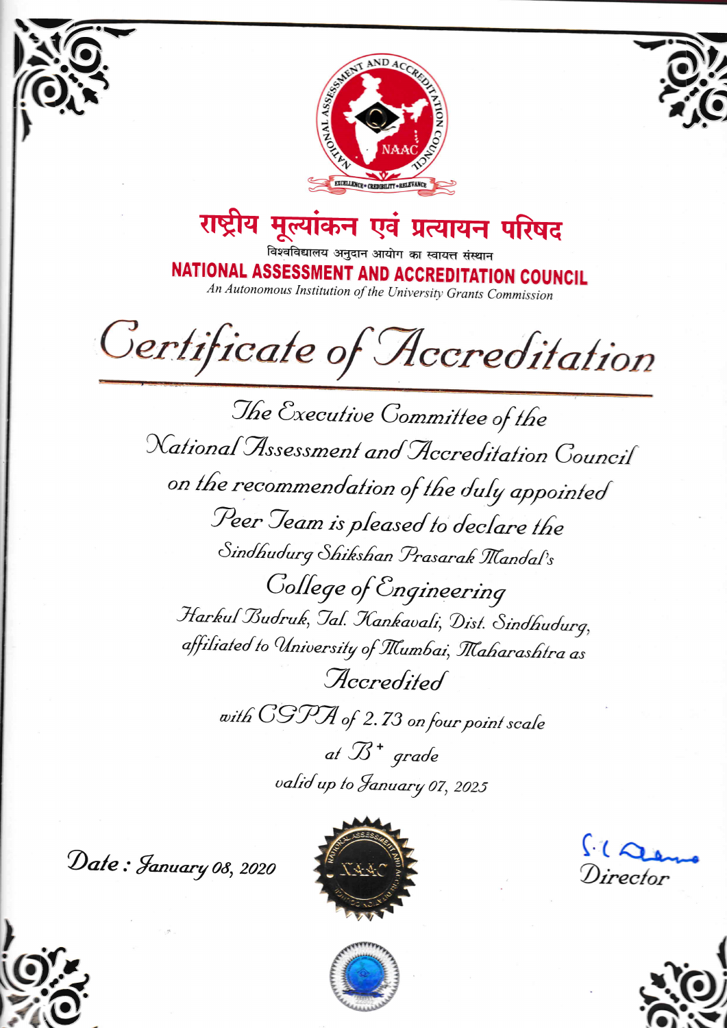NATIONAL ASSESSMENT AND ACCREDITATION COUNCIL

NAAC

EXCELLENCE • CREDIBILITY • RELEVANCE

# राष्ट्रीय मूल्यांकन एवं प्रत्यायन परिषद

विश्वविद्यालय अनुदान आयोग का स्वायत्त संस्थान

## NATIONAL ASSESSMENT AND ACCREDITATION COUNCIL

*An Autonomous Institution of the University Grants Commission*

# *Certificate of Accreditation*

*The Executive Committee of the*

*National Assessment and Accreditation Council*

*on the recommendation of the duly appointed*

*Peer Team is pleased to declare the*

*Sindhudurg Shikshan Prasarak Mandal's*

*College of Engineering*

*Harkul Budruk, Tal. Kankavali, Dist. Sindhudurg,*

*affiliated to University of Mumbai, Maharashtra as*

*Accredited*

*with CGPA of 2.73 on four point scale*

*at B+ grade*

*valid up to January 07, 2025*

*Date : January 08, 2020*

*Director*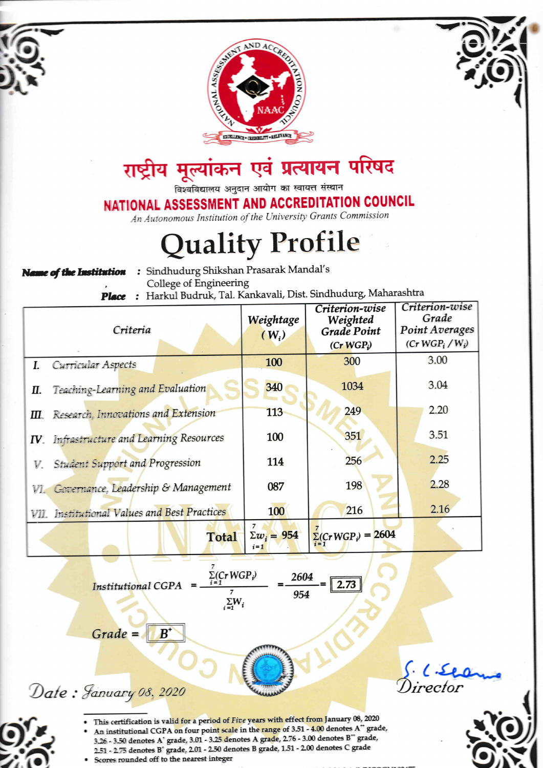राष्ट्रीय मूल्यांकन एवं प्रत्यायन परिषद

विश्वविद्यालय अनुदान आयोग का स्वायत्त संस्थान

**NATIONAL ASSESSMENT AND ACCREDITATION COUNCIL**

*An Autonomous Institution of the University Grants Commission*

# Quality Profile

**Name of the Institution** : Sindhudurg Shikshan Prasarak Mandal's College of Engineering

**Place** : Harkul Budruk, Tal. Kankavali, Dist. Sindhudurg, Maharashtra

| Criteria | Weightage ($W_i$) | Criterion-wise Weighted Grade Point ($Cr\ WGP_i$) | Criterion-wise Grade Point Averages ($Cr\ WGP_i / W_i$) |
|---|---|---|---|
| I. Curricular Aspects | 100 | 300 | 3.00 |
| II. Teaching-Learning and Evaluation | 340 | 1034 | 3.04 |
| III. Research, Innovations and Extension | 113 | 249 | 2.20 |
| IV. Infrastructure and Learning Resources | 100 | 351 | 3.51 |
| V. Student Support and Progression | 114 | 256 | 2.25 |
| VI. Governance, Leadership & Management | 087 | 198 | 2.28 |
| VII. Institutional Values and Best Practices | 100 | 216 | 2.16 |
| **Total** | $\sum_{i=1}^{7} w_i = 954$ | $\sum_{i=1}^{7} (Cr\ WGP_i) = 2604$ | |

$$\text{Institutional CGPA} = \frac{\sum_{i=1}^{7} (Cr\ WGP_i)}{\sum_{i=1}^{7} W_i} = \frac{2604}{954} = \boxed{2.73}$$

Grade = $B^+$

*Date : January 08, 2020*

*Director*

- This certification is valid for a period of Five years with effect from January 08, 2020
- An institutional CGPA on four point scale in the range of 3.51 - 4.00 denotes A++ grade, 3.26 - 3.50 denotes A+ grade, 3.01 - 3.25 denotes A grade, 2.76 - 3.00 denotes B++ grade, 2.51 - 2.75 denotes B+ grade, 2.01 - 2.50 denotes B grade, 1.51 - 2.00 denotes C grade
- Scores rounded off to the nearest integer